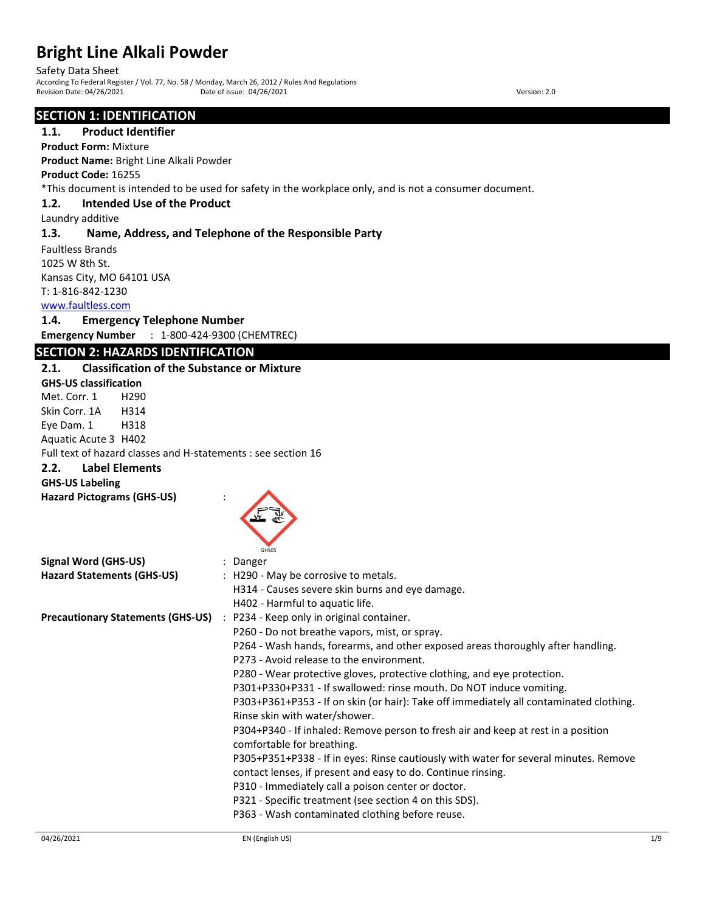# Bright Line Alkali Powder

Safety Data Sheet
According To Federal Register / Vol. 77, No. 58 / Monday, March 26, 2012 / Rules And Regulations
Revision Date: 04/26/2021 Date of issue: 04/26/2021 Version: 2.0

## SECTION 1: IDENTIFICATION

### 1.1. Product Identifier

**Product Form:** Mixture
**Product Name:** Bright Line Alkali Powder
**Product Code:** 16255
*This document is intended to be used for safety in the workplace only, and is not a consumer document.

### 1.2. Intended Use of the Product

Laundry additive

### 1.3. Name, Address, and Telephone of the Responsible Party

Faultless Brands
1025 W 8th St.
Kansas City, MO 64101 USA
T: 1-816-842-1230
www.faultless.com

### 1.4. Emergency Telephone Number

**Emergency Number** : 1-800-424-9300 (CHEMTREC)

## SECTION 2: HAZARDS IDENTIFICATION

### 2.1. Classification of the Substance or Mixture

**GHS-US classification**

Met. Corr. 1 H290
Skin Corr. 1A H314
Eye Dam. 1 H318
Aquatic Acute 3 H402

Full text of hazard classes and H-statements : see section 16

### 2.2. Label Elements

**GHS-US Labeling**

**Hazard Pictograms (GHS-US)** :

GHS05

**Signal Word (GHS-US)** : Danger

**Hazard Statements (GHS-US)** : H290 - May be corrosive to metals.
H314 - Causes severe skin burns and eye damage.
H402 - Harmful to aquatic life.

**Precautionary Statements (GHS-US)** : P234 - Keep only in original container.
P260 - Do not breathe vapors, mist, or spray.
P264 - Wash hands, forearms, and other exposed areas thoroughly after handling.
P273 - Avoid release to the environment.
P280 - Wear protective gloves, protective clothing, and eye protection.
P301+P330+P331 - If swallowed: rinse mouth. Do NOT induce vomiting.
P303+P361+P353 - If on skin (or hair): Take off immediately all contaminated clothing. Rinse skin with water/shower.
P304+P340 - If inhaled: Remove person to fresh air and keep at rest in a position comfortable for breathing.
P305+P351+P338 - If in eyes: Rinse cautiously with water for several minutes. Remove contact lenses, if present and easy to do. Continue rinsing.
P310 - Immediately call a poison center or doctor.
P321 - Specific treatment (see section 4 on this SDS).
P363 - Wash contaminated clothing before reuse.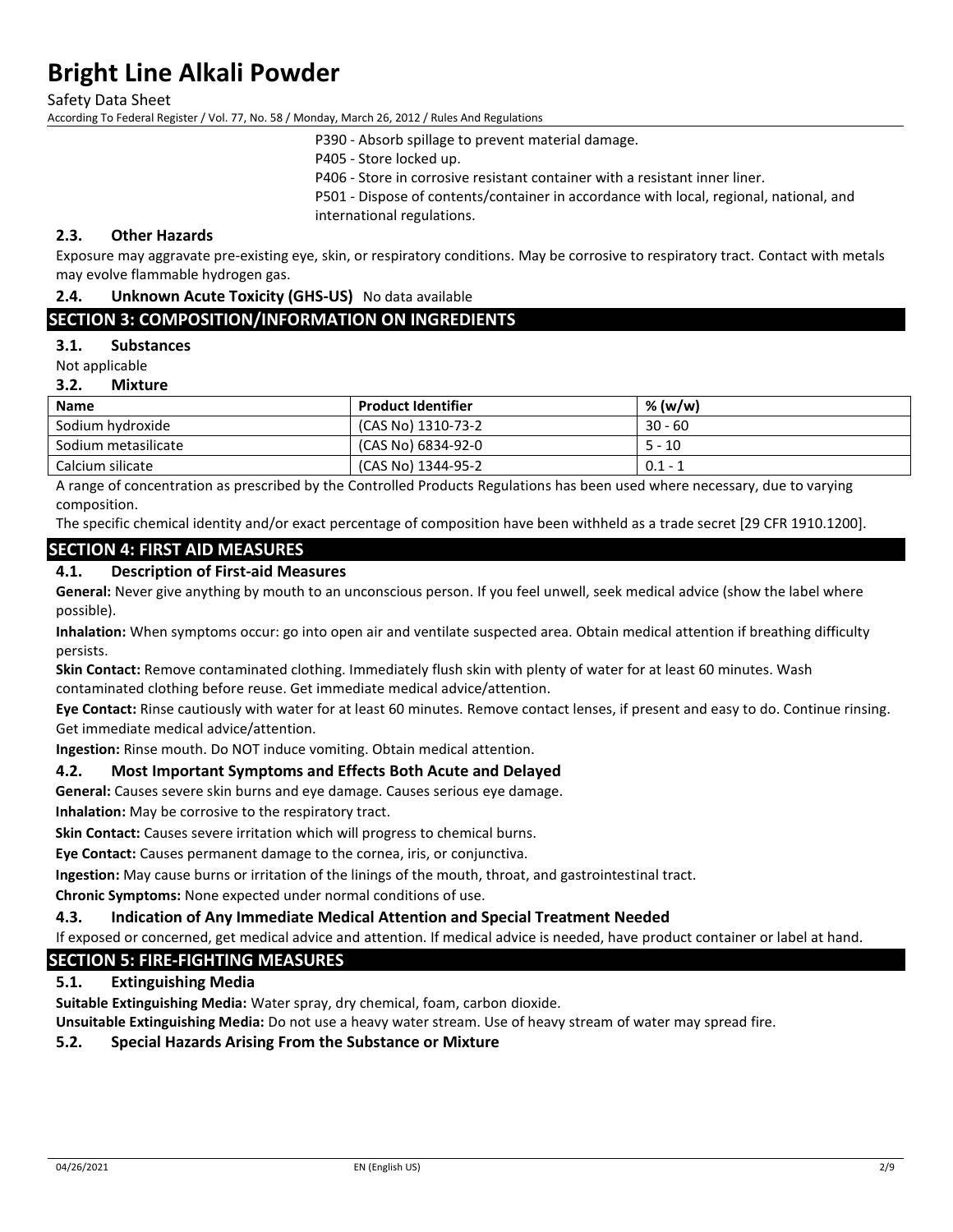P390 - Absorb spillage to prevent material damage.

P405 - Store locked up.

P406 - Store in corrosive resistant container with a resistant inner liner.

P501 - Dispose of contents/container in accordance with local, regional, national, and international regulations.

### 2.3. Other Hazards

Exposure may aggravate pre-existing eye, skin, or respiratory conditions. May be corrosive to respiratory tract. Contact with metals may evolve flammable hydrogen gas.

### 2.4. Unknown Acute Toxicity (GHS-US) No data available

## SECTION 3: COMPOSITION/INFORMATION ON INGREDIENTS

### 3.1. Substances

Not applicable

### 3.2. Mixture

| Name | Product Identifier | % (w/w) |
|---|---|---|
| Sodium hydroxide | (CAS No) 1310-73-2 | 30 - 60 |
| Sodium metasilicate | (CAS No) 6834-92-0 | 5 - 10 |
| Calcium silicate | (CAS No) 1344-95-2 | 0.1 - 1 |

A range of concentration as prescribed by the Controlled Products Regulations has been used where necessary, due to varying composition.

The specific chemical identity and/or exact percentage of composition have been withheld as a trade secret [29 CFR 1910.1200].

## SECTION 4: FIRST AID MEASURES

### 4.1. Description of First-aid Measures

**General:** Never give anything by mouth to an unconscious person. If you feel unwell, seek medical advice (show the label where possible).

**Inhalation:** When symptoms occur: go into open air and ventilate suspected area. Obtain medical attention if breathing difficulty persists.

**Skin Contact:** Remove contaminated clothing. Immediately flush skin with plenty of water for at least 60 minutes. Wash contaminated clothing before reuse. Get immediate medical advice/attention.

**Eye Contact:** Rinse cautiously with water for at least 60 minutes. Remove contact lenses, if present and easy to do. Continue rinsing. Get immediate medical advice/attention.

**Ingestion:** Rinse mouth. Do NOT induce vomiting. Obtain medical attention.

### 4.2. Most Important Symptoms and Effects Both Acute and Delayed

**General:** Causes severe skin burns and eye damage. Causes serious eye damage.

**Inhalation:** May be corrosive to the respiratory tract.

**Skin Contact:** Causes severe irritation which will progress to chemical burns.

**Eye Contact:** Causes permanent damage to the cornea, iris, or conjunctiva.

**Ingestion:** May cause burns or irritation of the linings of the mouth, throat, and gastrointestinal tract.

**Chronic Symptoms:** None expected under normal conditions of use.

### 4.3. Indication of Any Immediate Medical Attention and Special Treatment Needed

If exposed or concerned, get medical advice and attention. If medical advice is needed, have product container or label at hand.

## SECTION 5: FIRE-FIGHTING MEASURES

### 5.1. Extinguishing Media

**Suitable Extinguishing Media:** Water spray, dry chemical, foam, carbon dioxide.

**Unsuitable Extinguishing Media:** Do not use a heavy water stream. Use of heavy stream of water may spread fire.

### 5.2. Special Hazards Arising From the Substance or Mixture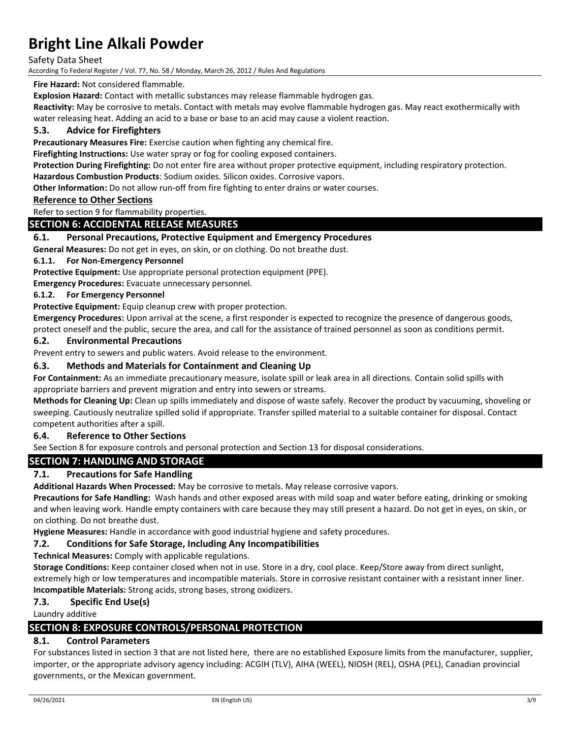**Fire Hazard:** Not considered flammable.

**Explosion Hazard:** Contact with metallic substances may release flammable hydrogen gas.

**Reactivity:** May be corrosive to metals. Contact with metals may evolve flammable hydrogen gas. May react exothermically with water releasing heat. Adding an acid to a base or base to an acid may cause a violent reaction.

### 5.3. Advice for Firefighters

**Precautionary Measures Fire:** Exercise caution when fighting any chemical fire.

**Firefighting Instructions:** Use water spray or fog for cooling exposed containers.

**Protection During Firefighting:** Do not enter fire area without proper protective equipment, including respiratory protection.

**Hazardous Combustion Products**: Sodium oxides. Silicon oxides. Corrosive vapors.

**Other Information:** Do not allow run-off from fire fighting to enter drains or water courses.

### Reference to Other Sections

Refer to section 9 for flammability properties.

## SECTION 6: ACCIDENTAL RELEASE MEASURES

### 6.1. Personal Precautions, Protective Equipment and Emergency Procedures

**General Measures:** Do not get in eyes, on skin, or on clothing. Do not breathe dust.

#### 6.1.1. For Non-Emergency Personnel

**Protective Equipment:** Use appropriate personal protection equipment (PPE).

**Emergency Procedures:** Evacuate unnecessary personnel.

#### 6.1.2. For Emergency Personnel

**Protective Equipment:** Equip cleanup crew with proper protection.

**Emergency Procedures:** Upon arrival at the scene, a first responder is expected to recognize the presence of dangerous goods, protect oneself and the public, secure the area, and call for the assistance of trained personnel as soon as conditions permit.

### 6.2. Environmental Precautions

Prevent entry to sewers and public waters. Avoid release to the environment.

### 6.3. Methods and Materials for Containment and Cleaning Up

**For Containment:** As an immediate precautionary measure, isolate spill or leak area in all directions. Contain solid spills with appropriate barriers and prevent migration and entry into sewers or streams.

**Methods for Cleaning Up:** Clean up spills immediately and dispose of waste safely. Recover the product by vacuuming, shoveling or sweeping. Cautiously neutralize spilled solid if appropriate. Transfer spilled material to a suitable container for disposal. Contact competent authorities after a spill.

### 6.4. Reference to Other Sections

See Section 8 for exposure controls and personal protection and Section 13 for disposal considerations.

## SECTION 7: HANDLING AND STORAGE

### 7.1. Precautions for Safe Handling

**Additional Hazards When Processed:** May be corrosive to metals. May release corrosive vapors.

**Precautions for Safe Handling:** Wash hands and other exposed areas with mild soap and water before eating, drinking or smoking and when leaving work. Handle empty containers with care because they may still present a hazard. Do not get in eyes, on skin, or on clothing. Do not breathe dust.

**Hygiene Measures:** Handle in accordance with good industrial hygiene and safety procedures.

### 7.2. Conditions for Safe Storage, Including Any Incompatibilities

**Technical Measures:** Comply with applicable regulations.

**Storage Conditions:** Keep container closed when not in use. Store in a dry, cool place. Keep/Store away from direct sunlight, extremely high or low temperatures and incompatible materials. Store in corrosive resistant container with a resistant inner liner.

**Incompatible Materials:** Strong acids, strong bases, strong oxidizers.

### 7.3. Specific End Use(s)

Laundry additive

## SECTION 8: EXPOSURE CONTROLS/PERSONAL PROTECTION

### 8.1. Control Parameters

For substances listed in section 3 that are not listed here, there are no established Exposure limits from the manufacturer, supplier, importer, or the appropriate advisory agency including: ACGIH (TLV), AIHA (WEEL), NIOSH (REL), OSHA (PEL), Canadian provincial governments, or the Mexican government.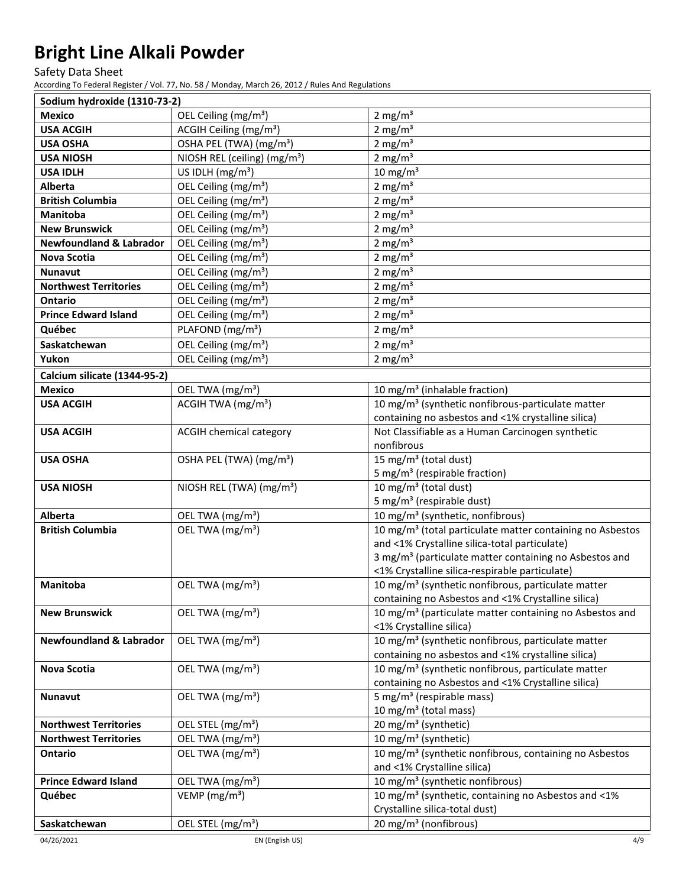# Bright Line Alkali Powder

Safety Data Sheet

According To Federal Register / Vol. 77, No. 58 / Monday, March 26, 2012 / Rules And Regulations

| Sodium hydroxide (1310-73-2) | | |
|---|---|---|
| **Mexico** | OEL Ceiling (mg/m³) | 2 mg/m³ |
| **USA ACGIH** | ACGIH Ceiling (mg/m³) | 2 mg/m³ |
| **USA OSHA** | OSHA PEL (TWA) (mg/m³) | 2 mg/m³ |
| **USA NIOSH** | NIOSH REL (ceiling) (mg/m³) | 2 mg/m³ |
| **USA IDLH** | US IDLH (mg/m³) | 10 mg/m³ |
| **Alberta** | OEL Ceiling (mg/m³) | 2 mg/m³ |
| **British Columbia** | OEL Ceiling (mg/m³) | 2 mg/m³ |
| **Manitoba** | OEL Ceiling (mg/m³) | 2 mg/m³ |
| **New Brunswick** | OEL Ceiling (mg/m³) | 2 mg/m³ |
| **Newfoundland & Labrador** | OEL Ceiling (mg/m³) | 2 mg/m³ |
| **Nova Scotia** | OEL Ceiling (mg/m³) | 2 mg/m³ |
| **Nunavut** | OEL Ceiling (mg/m³) | 2 mg/m³ |
| **Northwest Territories** | OEL Ceiling (mg/m³) | 2 mg/m³ |
| **Ontario** | OEL Ceiling (mg/m³) | 2 mg/m³ |
| **Prince Edward Island** | OEL Ceiling (mg/m³) | 2 mg/m³ |
| **Québec** | PLAFOND (mg/m³) | 2 mg/m³ |
| **Saskatchewan** | OEL Ceiling (mg/m³) | 2 mg/m³ |
| **Yukon** | OEL Ceiling (mg/m³) | 2 mg/m³ |

| Calcium silicate (1344-95-2) | | |
|---|---|---|
| **Mexico** | OEL TWA (mg/m³) | 10 mg/m³ (inhalable fraction) |
| **USA ACGIH** | ACGIH TWA (mg/m³) | 10 mg/m³ (synthetic nonfibrous-particulate matter containing no asbestos and <1% crystalline silica) |
| **USA ACGIH** | ACGIH chemical category | Not Classifiable as a Human Carcinogen synthetic nonfibrous |
| **USA OSHA** | OSHA PEL (TWA) (mg/m³) | 15 mg/m³ (total dust)<br>5 mg/m³ (respirable fraction) |
| **USA NIOSH** | NIOSH REL (TWA) (mg/m³) | 10 mg/m³ (total dust)<br>5 mg/m³ (respirable dust) |
| **Alberta** | OEL TWA (mg/m³) | 10 mg/m³ (synthetic, nonfibrous) |
| **British Columbia** | OEL TWA (mg/m³) | 10 mg/m³ (total particulate matter containing no Asbestos and <1% Crystalline silica-total particulate)<br>3 mg/m³ (particulate matter containing no Asbestos and <1% Crystalline silica-respirable particulate) |
| **Manitoba** | OEL TWA (mg/m³) | 10 mg/m³ (synthetic nonfibrous, particulate matter containing no Asbestos and <1% Crystalline silica) |
| **New Brunswick** | OEL TWA (mg/m³) | 10 mg/m³ (particulate matter containing no Asbestos and <1% Crystalline silica) |
| **Newfoundland & Labrador** | OEL TWA (mg/m³) | 10 mg/m³ (synthetic nonfibrous, particulate matter containing no asbestos and <1% crystalline silica) |
| **Nova Scotia** | OEL TWA (mg/m³) | 10 mg/m³ (synthetic nonfibrous, particulate matter containing no Asbestos and <1% Crystalline silica) |
| **Nunavut** | OEL TWA (mg/m³) | 5 mg/m³ (respirable mass)<br>10 mg/m³ (total mass) |
| **Northwest Territories** | OEL STEL (mg/m³) | 20 mg/m³ (synthetic) |
| **Northwest Territories** | OEL TWA (mg/m³) | 10 mg/m³ (synthetic) |
| **Ontario** | OEL TWA (mg/m³) | 10 mg/m³ (synthetic nonfibrous, containing no Asbestos and <1% Crystalline silica) |
| **Prince Edward Island** | OEL TWA (mg/m³) | 10 mg/m³ (synthetic nonfibrous) |
| **Québec** | VEMP (mg/m³) | 10 mg/m³ (synthetic, containing no Asbestos and <1% Crystalline silica-total dust) |
| **Saskatchewan** | OEL STEL (mg/m³) | 20 mg/m³ (nonfibrous) |

04/26/2021 EN (English US)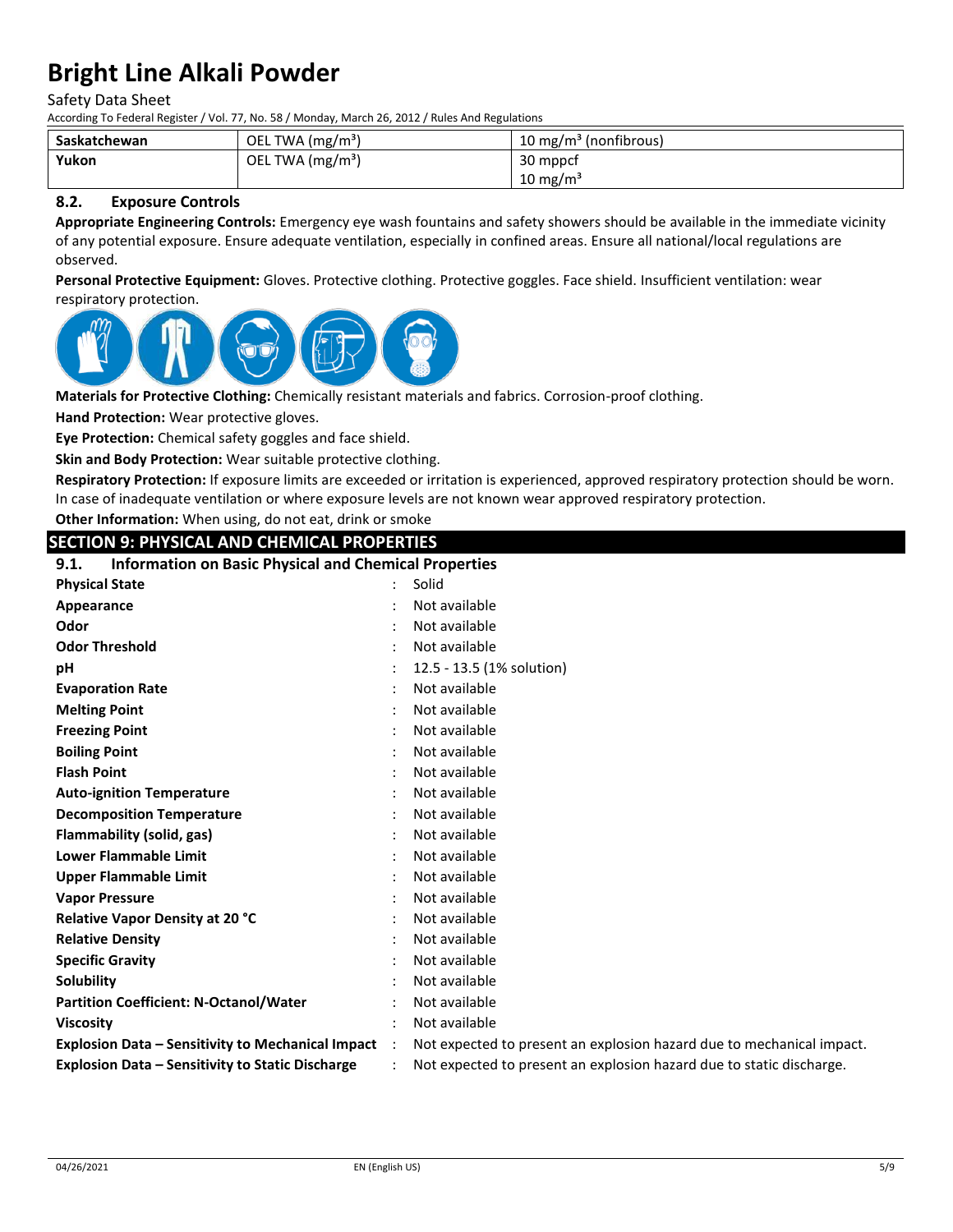| Saskatchewan | OEL TWA (mg/m³) | 10 mg/m³ (nonfibrous) |
|---|---|---|
| Yukon | OEL TWA (mg/m³) | 30 mppcf<br>10 mg/m³ |

### 8.2. Exposure Controls

**Appropriate Engineering Controls:** Emergency eye wash fountains and safety showers should be available in the immediate vicinity of any potential exposure. Ensure adequate ventilation, especially in confined areas. Ensure all national/local regulations are observed.

**Personal Protective Equipment:** Gloves. Protective clothing. Protective goggles. Face shield. Insufficient ventilation: wear respiratory protection.

**Materials for Protective Clothing:** Chemically resistant materials and fabrics. Corrosion-proof clothing.

**Hand Protection:** Wear protective gloves.

**Eye Protection:** Chemical safety goggles and face shield.

**Skin and Body Protection:** Wear suitable protective clothing.

**Respiratory Protection:** If exposure limits are exceeded or irritation is experienced, approved respiratory protection should be worn. In case of inadequate ventilation or where exposure levels are not known wear approved respiratory protection.

**Other Information:** When using, do not eat, drink or smoke

## SECTION 9: PHYSICAL AND CHEMICAL PROPERTIES

### 9.1. Information on Basic Physical and Chemical Properties

| | | |
|---|---|---|
| **Physical State** | : | Solid |
| **Appearance** | : | Not available |
| **Odor** | : | Not available |
| **Odor Threshold** | : | Not available |
| **pH** | : | 12.5 - 13.5 (1% solution) |
| **Evaporation Rate** | : | Not available |
| **Melting Point** | : | Not available |
| **Freezing Point** | : | Not available |
| **Boiling Point** | : | Not available |
| **Flash Point** | : | Not available |
| **Auto-ignition Temperature** | : | Not available |
| **Decomposition Temperature** | : | Not available |
| **Flammability (solid, gas)** | : | Not available |
| **Lower Flammable Limit** | : | Not available |
| **Upper Flammable Limit** | : | Not available |
| **Vapor Pressure** | : | Not available |
| **Relative Vapor Density at 20 °C** | : | Not available |
| **Relative Density** | : | Not available |
| **Specific Gravity** | : | Not available |
| **Solubility** | : | Not available |
| **Partition Coefficient: N-Octanol/Water** | : | Not available |
| **Viscosity** | : | Not available |
| **Explosion Data – Sensitivity to Mechanical Impact** | : | Not expected to present an explosion hazard due to mechanical impact. |
| **Explosion Data – Sensitivity to Static Discharge** | : | Not expected to present an explosion hazard due to static discharge. |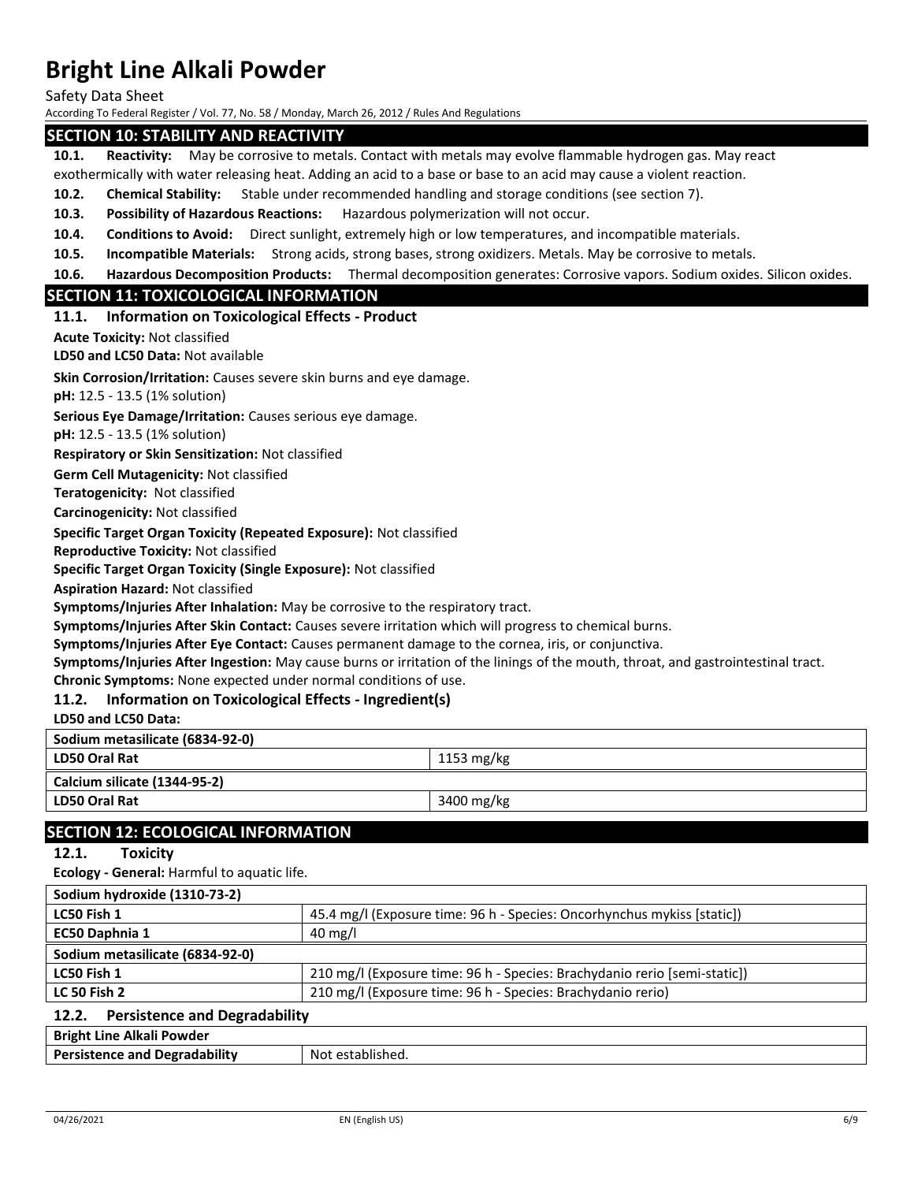## SECTION 10: STABILITY AND REACTIVITY

**10.1. Reactivity:** May be corrosive to metals. Contact with metals may evolve flammable hydrogen gas. May react exothermically with water releasing heat. Adding an acid to a base or base to an acid may cause a violent reaction.

**10.2. Chemical Stability:** Stable under recommended handling and storage conditions (see section 7).

**10.3. Possibility of Hazardous Reactions:** Hazardous polymerization will not occur.

**10.4. Conditions to Avoid:** Direct sunlight, extremely high or low temperatures, and incompatible materials.

**10.5. Incompatible Materials:** Strong acids, strong bases, strong oxidizers. Metals. May be corrosive to metals.

**10.6. Hazardous Decomposition Products:** Thermal decomposition generates: Corrosive vapors. Sodium oxides. Silicon oxides.

## SECTION 11: TOXICOLOGICAL INFORMATION

### 11.1. Information on Toxicological Effects - Product

**Acute Toxicity:** Not classified

**LD50 and LC50 Data:** Not available

**Skin Corrosion/Irritation:** Causes severe skin burns and eye damage.

**pH:** 12.5 - 13.5 (1% solution)

**Serious Eye Damage/Irritation:** Causes serious eye damage.

**pH:** 12.5 - 13.5 (1% solution)

**Respiratory or Skin Sensitization:** Not classified

**Germ Cell Mutagenicity:** Not classified

**Teratogenicity:** Not classified

**Carcinogenicity:** Not classified

**Specific Target Organ Toxicity (Repeated Exposure):** Not classified

**Reproductive Toxicity:** Not classified

**Specific Target Organ Toxicity (Single Exposure):** Not classified

**Aspiration Hazard:** Not classified

**Symptoms/Injuries After Inhalation:** May be corrosive to the respiratory tract.

**Symptoms/Injuries After Skin Contact:** Causes severe irritation which will progress to chemical burns.

**Symptoms/Injuries After Eye Contact:** Causes permanent damage to the cornea, iris, or conjunctiva.

**Symptoms/Injuries After Ingestion:** May cause burns or irritation of the linings of the mouth, throat, and gastrointestinal tract.

**Chronic Symptoms:** None expected under normal conditions of use.

### 11.2. Information on Toxicological Effects - Ingredient(s)

**LD50 and LC50 Data:**

| Sodium metasilicate (6834-92-0) | |
|---|---|
| **LD50 Oral Rat** | 1153 mg/kg |
| **Calcium silicate (1344-95-2)** | |
| **LD50 Oral Rat** | 3400 mg/kg |

## SECTION 12: ECOLOGICAL INFORMATION

### 12.1. Toxicity

**Ecology - General:** Harmful to aquatic life.

| Sodium hydroxide (1310-73-2) | |
|---|---|
| **LC50 Fish 1** | 45.4 mg/l (Exposure time: 96 h - Species: Oncorhynchus mykiss [static]) |
| **EC50 Daphnia 1** | 40 mg/l |
| **Sodium metasilicate (6834-92-0)** | |
| **LC50 Fish 1** | 210 mg/l (Exposure time: 96 h - Species: Brachydanio rerio [semi-static]) |
| **LC 50 Fish 2** | 210 mg/l (Exposure time: 96 h - Species: Brachydanio rerio) |

### 12.2. Persistence and Degradability

| Bright Line Alkali Powder | |
|---|---|
| **Persistence and Degradability** | Not established. |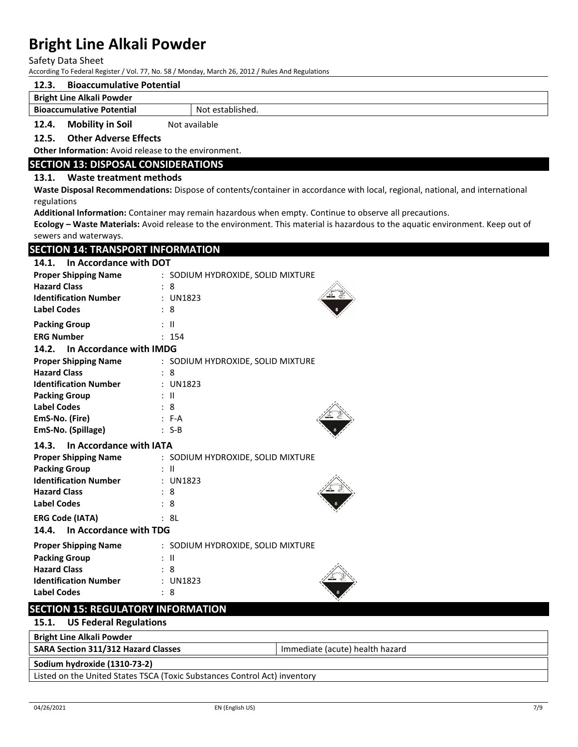### 12.3. Bioaccumulative Potential

| Bright Line Alkali Powder | |
|---|---|
| **Bioaccumulative Potential** | Not established. |

### 12.4. Mobility in Soil

Not available

### 12.5. Other Adverse Effects

**Other Information:** Avoid release to the environment.

## SECTION 13: DISPOSAL CONSIDERATIONS

### 13.1. Waste treatment methods

**Waste Disposal Recommendations:** Dispose of contents/container in accordance with local, regional, national, and international regulations

**Additional Information:** Container may remain hazardous when empty. Continue to observe all precautions.

**Ecology – Waste Materials:** Avoid release to the environment. This material is hazardous to the aquatic environment. Keep out of sewers and waterways.

## SECTION 14: TRANSPORT INFORMATION

### 14.1. In Accordance with DOT

**Proper Shipping Name** : SODIUM HYDROXIDE, SOLID MIXTURE
**Hazard Class** : 8
**Identification Number** : UN1823
**Label Codes** : 8
**Packing Group** : II
**ERG Number** : 154

### 14.2. In Accordance with IMDG

**Proper Shipping Name** : SODIUM HYDROXIDE, SOLID MIXTURE
**Hazard Class** : 8
**Identification Number** : UN1823
**Packing Group** : II
**Label Codes** : 8
**EmS-No. (Fire)** : F-A
**EmS-No. (Spillage)** : S-B

### 14.3. In Accordance with IATA

**Proper Shipping Name** : SODIUM HYDROXIDE, SOLID MIXTURE
**Packing Group** : II
**Identification Number** : UN1823
**Hazard Class** : 8
**Label Codes** : 8
**ERG Code (IATA)** : 8L

### 14.4. In Accordance with TDG

**Proper Shipping Name** : SODIUM HYDROXIDE, SOLID MIXTURE
**Packing Group** : II
**Hazard Class** : 8
**Identification Number** : UN1823
**Label Codes** : 8

## SECTION 15: REGULATORY INFORMATION

### 15.1. US Federal Regulations

| Bright Line Alkali Powder | |
|---|---|
| **SARA Section 311/312 Hazard Classes** | Immediate (acute) health hazard |

| Sodium hydroxide (1310-73-2) |
|---|
| Listed on the United States TSCA (Toxic Substances Control Act) inventory |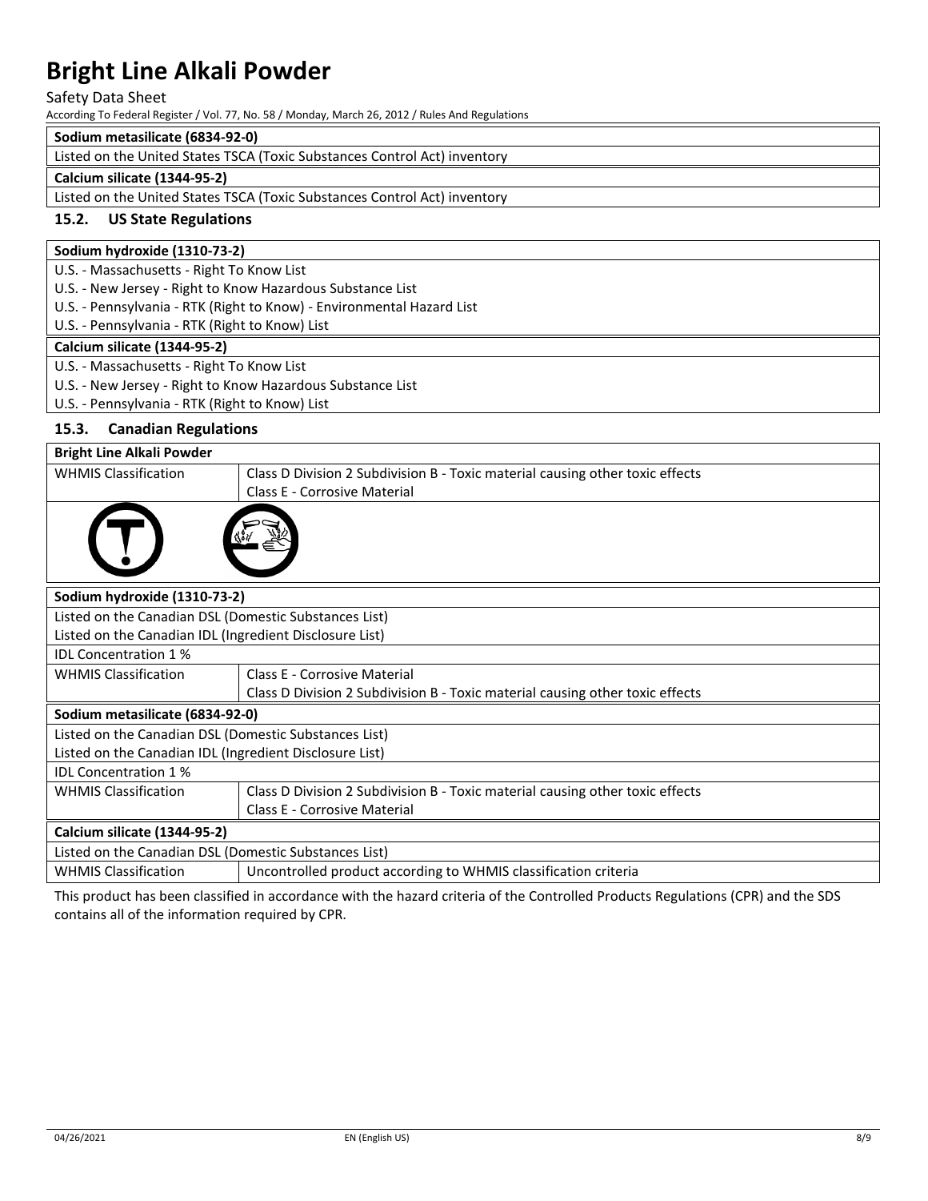| Sodium metasilicate (6834-92-0) |
|---|
| Listed on the United States TSCA (Toxic Substances Control Act) inventory |

| Calcium silicate (1344-95-2) |
|---|
| Listed on the United States TSCA (Toxic Substances Control Act) inventory |

### 15.2. US State Regulations

| Sodium hydroxide (1310-73-2) |
|---|
| U.S. - Massachusetts - Right To Know List |
| U.S. - New Jersey - Right to Know Hazardous Substance List |
| U.S. - Pennsylvania - RTK (Right to Know) - Environmental Hazard List |
| U.S. - Pennsylvania - RTK (Right to Know) List |

| Calcium silicate (1344-95-2) |
|---|
| U.S. - Massachusetts - Right To Know List |
| U.S. - New Jersey - Right to Know Hazardous Substance List |
| U.S. - Pennsylvania - RTK (Right to Know) List |

### 15.3. Canadian Regulations

| Bright Line Alkali Powder | |
|---|---|
| WHMIS Classification | Class D Division 2 Subdivision B - Toxic material causing other toxic effects<br>Class E - Corrosive Material |

| Sodium hydroxide (1310-73-2) | |
|---|---|
| Listed on the Canadian DSL (Domestic Substances List) | |
| Listed on the Canadian IDL (Ingredient Disclosure List) | |
| IDL Concentration 1 % | |
| WHMIS Classification | Class E - Corrosive Material<br>Class D Division 2 Subdivision B - Toxic material causing other toxic effects |

| Sodium metasilicate (6834-92-0) | |
|---|---|
| Listed on the Canadian DSL (Domestic Substances List) | |
| Listed on the Canadian IDL (Ingredient Disclosure List) | |
| IDL Concentration 1 % | |
| WHMIS Classification | Class D Division 2 Subdivision B - Toxic material causing other toxic effects<br>Class E - Corrosive Material |

| Calcium silicate (1344-95-2) | |
|---|---|
| Listed on the Canadian DSL (Domestic Substances List) | |
| WHMIS Classification | Uncontrolled product according to WHMIS classification criteria |

This product has been classified in accordance with the hazard criteria of the Controlled Products Regulations (CPR) and the SDS contains all of the information required by CPR.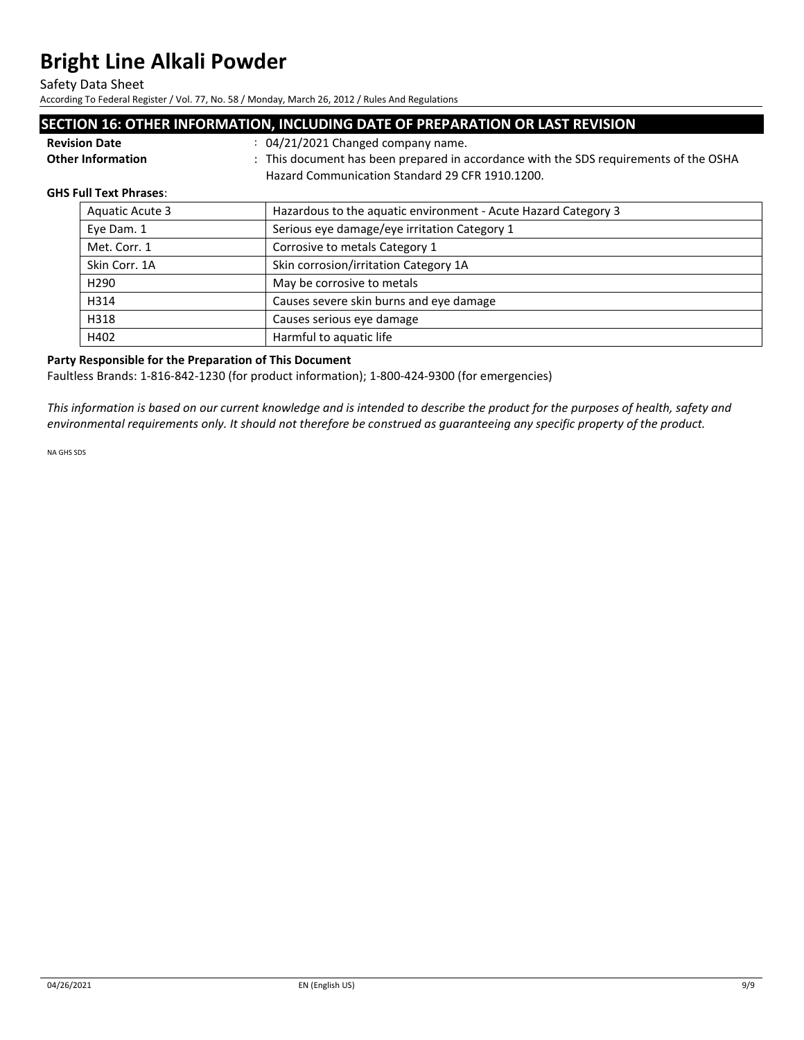## SECTION 16: OTHER INFORMATION, INCLUDING DATE OF PREPARATION OR LAST REVISION

**Revision Date** : 04/21/2021 Changed company name.

**Other Information** : This document has been prepared in accordance with the SDS requirements of the OSHA Hazard Communication Standard 29 CFR 1910.1200.

**GHS Full Text Phrases**:

| | |
|---|---|
| Aquatic Acute 3 | Hazardous to the aquatic environment - Acute Hazard Category 3 |
| Eye Dam. 1 | Serious eye damage/eye irritation Category 1 |
| Met. Corr. 1 | Corrosive to metals Category 1 |
| Skin Corr. 1A | Skin corrosion/irritation Category 1A |
| H290 | May be corrosive to metals |
| H314 | Causes severe skin burns and eye damage |
| H318 | Causes serious eye damage |
| H402 | Harmful to aquatic life |

**Party Responsible for the Preparation of This Document**

Faultless Brands: 1-816-842-1230 (for product information); 1-800-424-9300 (for emergencies)

*This information is based on our current knowledge and is intended to describe the product for the purposes of health, safety and environmental requirements only. It should not therefore be construed as guaranteeing any specific property of the product.*

NA GHS SDS